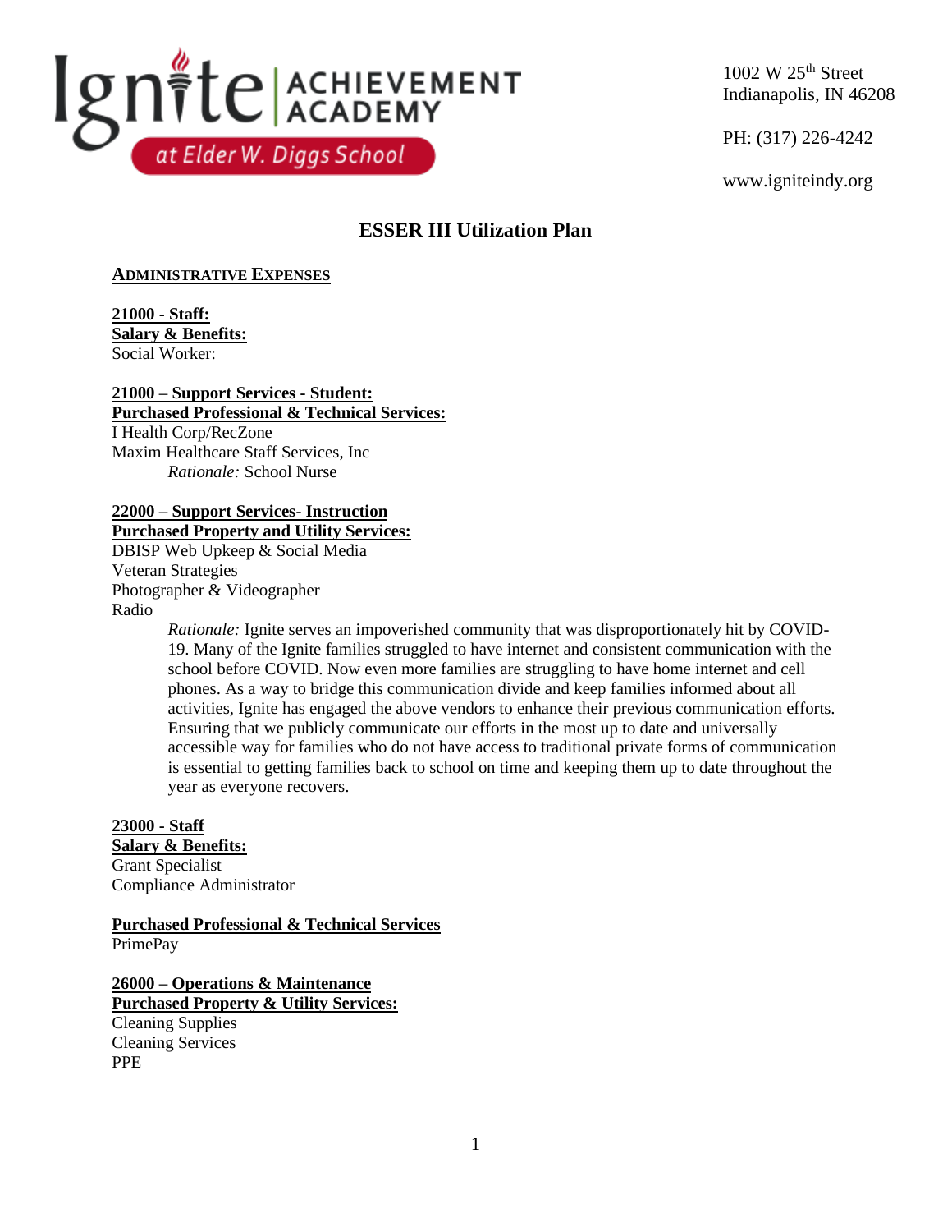Ignite | ACHIEVEMENT ACADEMY at Elder W. Diggs School

1002 W 25th Street
Indianapolis, IN 46208

PH: (317) 226-4242

www.igniteindy.org

# ESSER III Utilization Plan

## Administrative Expenses

**21000 - Staff:**
**Salary & Benefits:**
Social Worker:

**21000 – Support Services - Student:**
**Purchased Professional & Technical Services:**
I Health Corp/RecZone
Maxim Healthcare Staff Services, Inc
*Rationale:* School Nurse

**22000 – Support Services- Instruction**
**Purchased Property and Utility Services:**
DBISP Web Upkeep & Social Media
Veteran Strategies
Photographer & Videographer
Radio

> *Rationale:* Ignite serves an impoverished community that was disproportionately hit by COVID-19. Many of the Ignite families struggled to have internet and consistent communication with the school before COVID. Now even more families are struggling to have home internet and cell phones. As a way to bridge this communication divide and keep families informed about all activities, Ignite has engaged the above vendors to enhance their previous communication efforts. Ensuring that we publicly communicate our efforts in the most up to date and universally accessible way for families who do not have access to traditional private forms of communication is essential to getting families back to school on time and keeping them up to date throughout the year as everyone recovers.

**23000 - Staff**
**Salary & Benefits:**
Grant Specialist
Compliance Administrator

**Purchased Professional & Technical Services**
PrimePay

**26000 – Operations & Maintenance**
**Purchased Property & Utility Services:**
Cleaning Supplies
Cleaning Services
PPE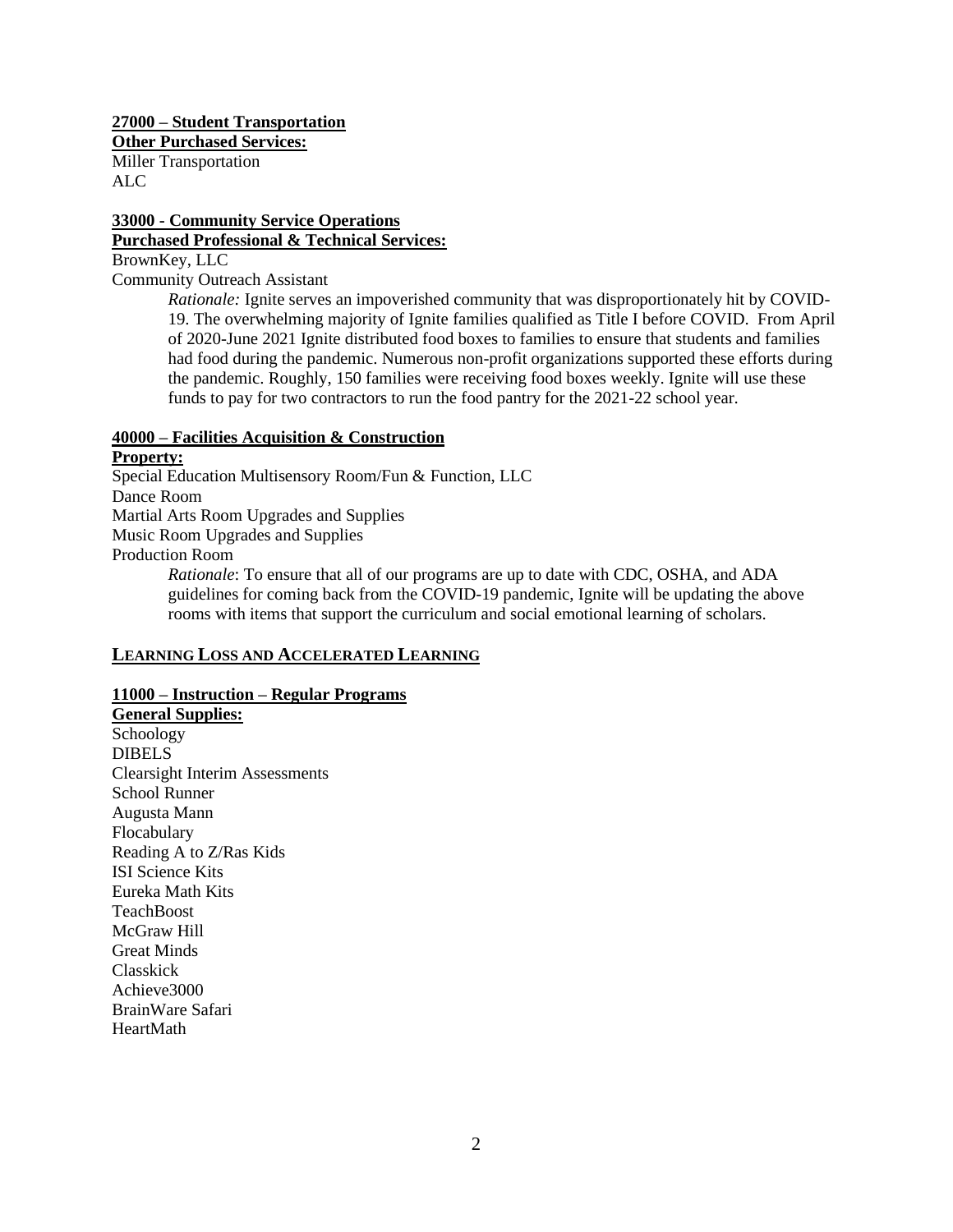**27000 – Student Transportation**

**Other Purchased Services:**

Miller Transportation
ALC

**33000 - Community Service Operations**

**Purchased Professional & Technical Services:**

BrownKey, LLC
Community Outreach Assistant

> *Rationale:* Ignite serves an impoverished community that was disproportionately hit by COVID-19. The overwhelming majority of Ignite families qualified as Title I before COVID. From April of 2020-June 2021 Ignite distributed food boxes to families to ensure that students and families had food during the pandemic. Numerous non-profit organizations supported these efforts during the pandemic. Roughly, 150 families were receiving food boxes weekly. Ignite will use these funds to pay for two contractors to run the food pantry for the 2021-22 school year.

**40000 – Facilities Acquisition & Construction**

**Property:**

Special Education Multisensory Room/Fun & Function, LLC
Dance Room
Martial Arts Room Upgrades and Supplies
Music Room Upgrades and Supplies
Production Room

> *Rationale*: To ensure that all of our programs are up to date with CDC, OSHA, and ADA guidelines for coming back from the COVID-19 pandemic, Ignite will be updating the above rooms with items that support the curriculum and social emotional learning of scholars.

## LEARNING LOSS AND ACCELERATED LEARNING

**11000 – Instruction – Regular Programs**

**General Supplies:**

Schoology
DIBELS
Clearsight Interim Assessments
School Runner
Augusta Mann
Flocabulary
Reading A to Z/Ras Kids
ISI Science Kits
Eureka Math Kits
TeachBoost
McGraw Hill
Great Minds
Classkick
Achieve3000
BrainWare Safari
HeartMath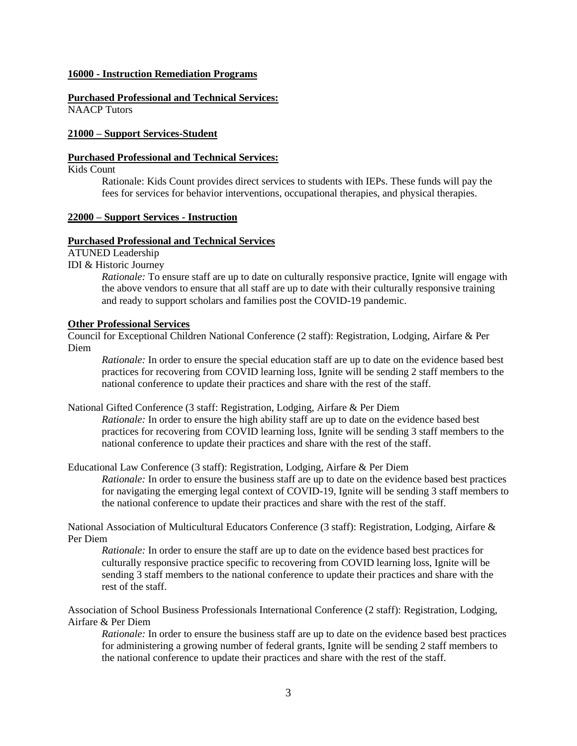**16000 - Instruction Remediation Programs**

**Purchased Professional and Technical Services:**
NAACP Tutors

**21000 – Support Services-Student**

**Purchased Professional and Technical Services:**
Kids Count

> Rationale: Kids Count provides direct services to students with IEPs. These funds will pay the fees for services for behavior interventions, occupational therapies, and physical therapies.

**22000 – Support Services - Instruction**

**Purchased Professional and Technical Services**
ATUNED Leadership
IDI & Historic Journey

> *Rationale:* To ensure staff are up to date on culturally responsive practice, Ignite will engage with the above vendors to ensure that all staff are up to date with their culturally responsive training and ready to support scholars and families post the COVID-19 pandemic.

**Other Professional Services**

Council for Exceptional Children National Conference (2 staff): Registration, Lodging, Airfare & Per Diem

> *Rationale:* In order to ensure the special education staff are up to date on the evidence based best practices for recovering from COVID learning loss, Ignite will be sending 2 staff members to the national conference to update their practices and share with the rest of the staff.

National Gifted Conference (3 staff: Registration, Lodging, Airfare & Per Diem

> *Rationale:* In order to ensure the high ability staff are up to date on the evidence based best practices for recovering from COVID learning loss, Ignite will be sending 3 staff members to the national conference to update their practices and share with the rest of the staff.

Educational Law Conference (3 staff): Registration, Lodging, Airfare & Per Diem

> *Rationale:* In order to ensure the business staff are up to date on the evidence based best practices for navigating the emerging legal context of COVID-19, Ignite will be sending 3 staff members to the national conference to update their practices and share with the rest of the staff.

National Association of Multicultural Educators Conference (3 staff): Registration, Lodging, Airfare & Per Diem

> *Rationale:* In order to ensure the staff are up to date on the evidence based best practices for culturally responsive practice specific to recovering from COVID learning loss, Ignite will be sending 3 staff members to the national conference to update their practices and share with the rest of the staff.

Association of School Business Professionals International Conference (2 staff): Registration, Lodging, Airfare & Per Diem

> *Rationale:* In order to ensure the business staff are up to date on the evidence based best practices for administering a growing number of federal grants, Ignite will be sending 2 staff members to the national conference to update their practices and share with the rest of the staff.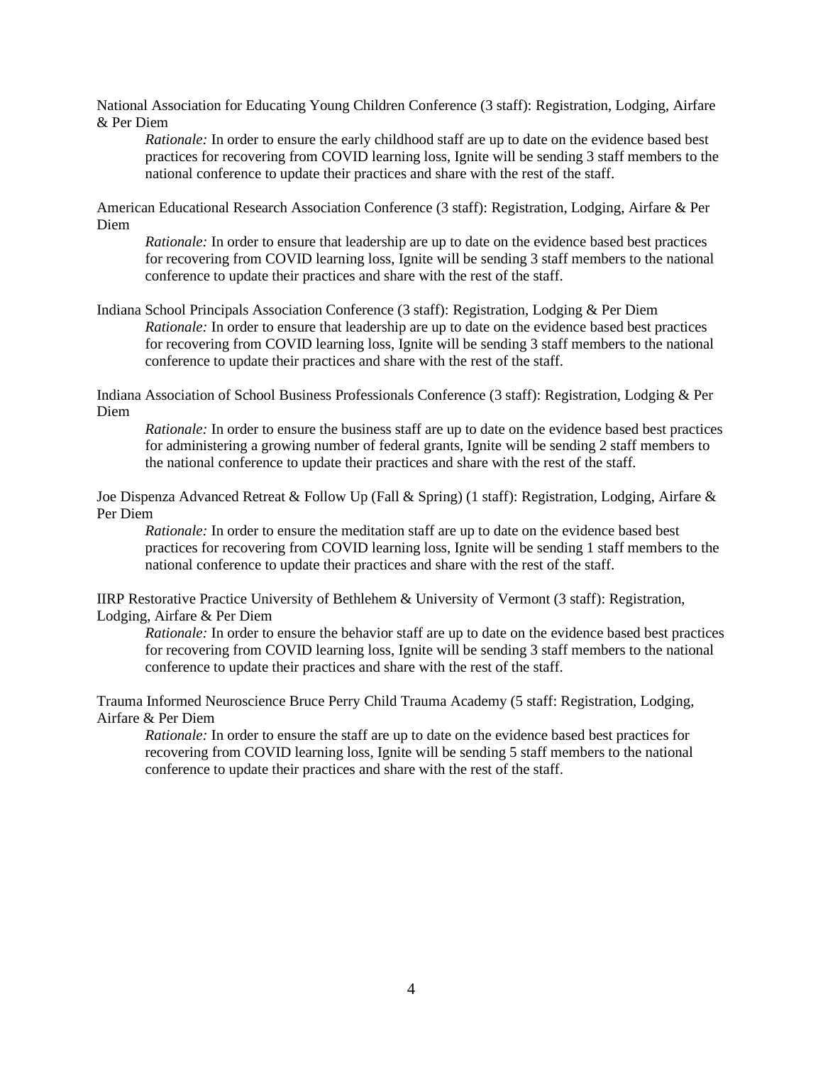National Association for Educating Young Children Conference (3 staff): Registration, Lodging, Airfare & Per Diem

> *Rationale:* In order to ensure the early childhood staff are up to date on the evidence based best practices for recovering from COVID learning loss, Ignite will be sending 3 staff members to the national conference to update their practices and share with the rest of the staff.

American Educational Research Association Conference (3 staff): Registration, Lodging, Airfare & Per Diem

> *Rationale:* In order to ensure that leadership are up to date on the evidence based best practices for recovering from COVID learning loss, Ignite will be sending 3 staff members to the national conference to update their practices and share with the rest of the staff.

Indiana School Principals Association Conference (3 staff): Registration, Lodging & Per Diem

> *Rationale:* In order to ensure that leadership are up to date on the evidence based best practices for recovering from COVID learning loss, Ignite will be sending 3 staff members to the national conference to update their practices and share with the rest of the staff.

Indiana Association of School Business Professionals Conference (3 staff): Registration, Lodging & Per Diem

> *Rationale:* In order to ensure the business staff are up to date on the evidence based best practices for administering a growing number of federal grants, Ignite will be sending 2 staff members to the national conference to update their practices and share with the rest of the staff.

Joe Dispenza Advanced Retreat & Follow Up (Fall & Spring) (1 staff): Registration, Lodging, Airfare & Per Diem

> *Rationale:* In order to ensure the meditation staff are up to date on the evidence based best practices for recovering from COVID learning loss, Ignite will be sending 1 staff members to the national conference to update their practices and share with the rest of the staff.

IIRP Restorative Practice University of Bethlehem & University of Vermont (3 staff): Registration, Lodging, Airfare & Per Diem

> *Rationale:* In order to ensure the behavior staff are up to date on the evidence based best practices for recovering from COVID learning loss, Ignite will be sending 3 staff members to the national conference to update their practices and share with the rest of the staff.

Trauma Informed Neuroscience Bruce Perry Child Trauma Academy (5 staff: Registration, Lodging, Airfare & Per Diem

> *Rationale:* In order to ensure the staff are up to date on the evidence based best practices for recovering from COVID learning loss, Ignite will be sending 5 staff members to the national conference to update their practices and share with the rest of the staff.